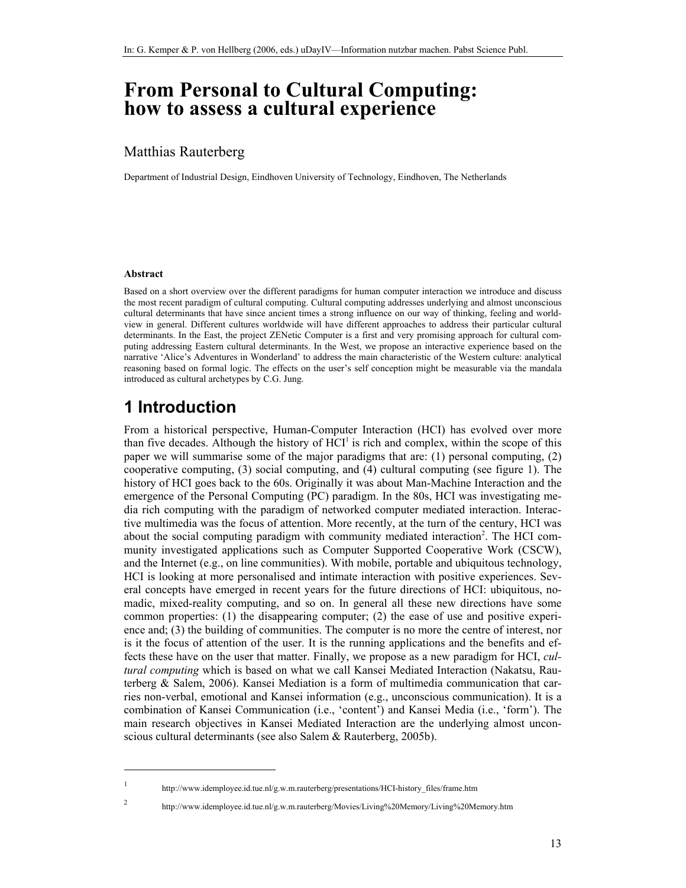# From Personal to Cultural Computing: how to assess a cultural experience

Matthias Rauterberg

Department of Industrial Design, Eindhoven University of Technology, Eindhoven, The Netherlands

**Abstract**

Based on a short overview over the different paradigms for human computer interaction we introduce and discuss the most recent paradigm of cultural computing. Cultural computing addresses underlying and almost unconscious cultural determinants that have since ancient times a strong influence on our way of thinking, feeling and world-view in general. Different cultures worldwide will have different approaches to address their particular cultural determinants. In the East, the project ZENetic Computer is a first and very promising approach for cultural computing addressing Eastern cultural determinants. In the West, we propose an interactive experience based on the narrative 'Alice's Adventures in Wonderland' to address the main characteristic of the Western culture: analytical reasoning based on formal logic. The effects on the user's self conception might be measurable via the mandala introduced as cultural archetypes by C.G. Jung.

## 1 Introduction

From a historical perspective, Human-Computer Interaction (HCI) has evolved over more than five decades. Although the history of HCI[1] is rich and complex, within the scope of this paper we will summarise some of the major paradigms that are: (1) personal computing, (2) cooperative computing, (3) social computing, and (4) cultural computing (see figure 1). The history of HCI goes back to the 60s. Originally it was about Man-Machine Interaction and the emergence of the Personal Computing (PC) paradigm. In the 80s, HCI was investigating media rich computing with the paradigm of networked computer mediated interaction. Interactive multimedia was the focus of attention. More recently, at the turn of the century, HCI was about the social computing paradigm with community mediated interaction[2]. The HCI community investigated applications such as Computer Supported Cooperative Work (CSCW), and the Internet (e.g., on line communities). With mobile, portable and ubiquitous technology, HCI is looking at more personalised and intimate interaction with positive experiences. Several concepts have emerged in recent years for the future directions of HCI: ubiquitous, nomadic, mixed-reality computing, and so on. In general all these new directions have some common properties: (1) the disappearing computer; (2) the ease of use and positive experience and; (3) the building of communities. The computer is no more the centre of interest, nor is it the focus of attention of the user. It is the running applications and the benefits and effects these have on the user that matter. Finally, we propose as a new paradigm for HCI, *cultural computing* which is based on what we call Kansei Mediated Interaction (Nakatsu, Rauterberg & Salem, 2006). Kansei Mediation is a form of multimedia communication that carries non-verbal, emotional and Kansei information (e.g., unconscious communication). It is a combination of Kansei Communication (i.e., 'content') and Kansei Media (i.e., 'form'). The main research objectives in Kansei Mediated Interaction are the underlying almost unconscious cultural determinants (see also Salem & Rauterberg, 2005b).

---

[1] http://www.idemployee.id.tue.nl/g.w.m.rauterberg/presentations/HCI-history_files/frame.htm

[2] http://www.idemployee.id.tue.nl/g.w.m.rauterberg/Movies/Living%20Memory/Living%20Memory.htm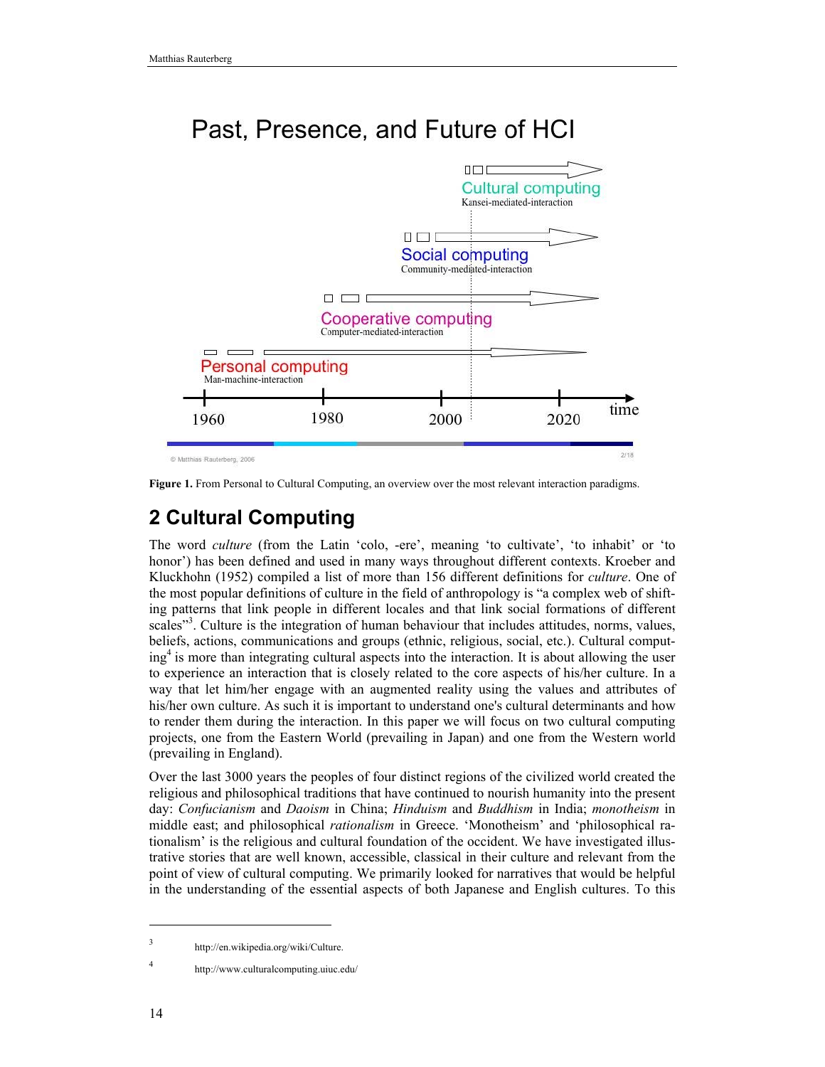Figure 1. From Personal to Cultural Computing, an overview over the most relevant interaction paradigms.

## 2 Cultural Computing

The word *culture* (from the Latin 'colo, -ere', meaning 'to cultivate', 'to inhabit' or 'to honor') has been defined and used in many ways throughout different contexts. Kroeber and Kluckhohn (1952) compiled a list of more than 156 different definitions for *culture*. One of the most popular definitions of culture in the field of anthropology is "a complex web of shifting patterns that link people in different locales and that link social formations of different scales"[3]. Culture is the integration of human behaviour that includes attitudes, norms, values, beliefs, actions, communications and groups (ethnic, religious, social, etc.). Cultural computing[4] is more than integrating cultural aspects into the interaction. It is about allowing the user to experience an interaction that is closely related to the core aspects of his/her culture. In a way that let him/her engage with an augmented reality using the values and attributes of his/her own culture. As such it is important to understand one's cultural determinants and how to render them during the interaction. In this paper we will focus on two cultural computing projects, one from the Eastern World (prevailing in Japan) and one from the Western world (prevailing in England).

Over the last 3000 years the peoples of four distinct regions of the civilized world created the religious and philosophical traditions that have continued to nourish humanity into the present day: *Confucianism* and *Daoism* in China; *Hinduism* and *Buddhism* in India; *monotheism* in middle east; and philosophical *rationalism* in Greece. 'Monotheism' and 'philosophical rationalism' is the religious and cultural foundation of the occident. We have investigated illustrative stories that are well known, accessible, classical in their culture and relevant from the point of view of cultural computing. We primarily looked for narratives that would be helpful in the understanding of the essential aspects of both Japanese and English cultures. To this

[3] http://en.wikipedia.org/wiki/Culture.

[4] http://www.culturalcomputing.uiuc.edu/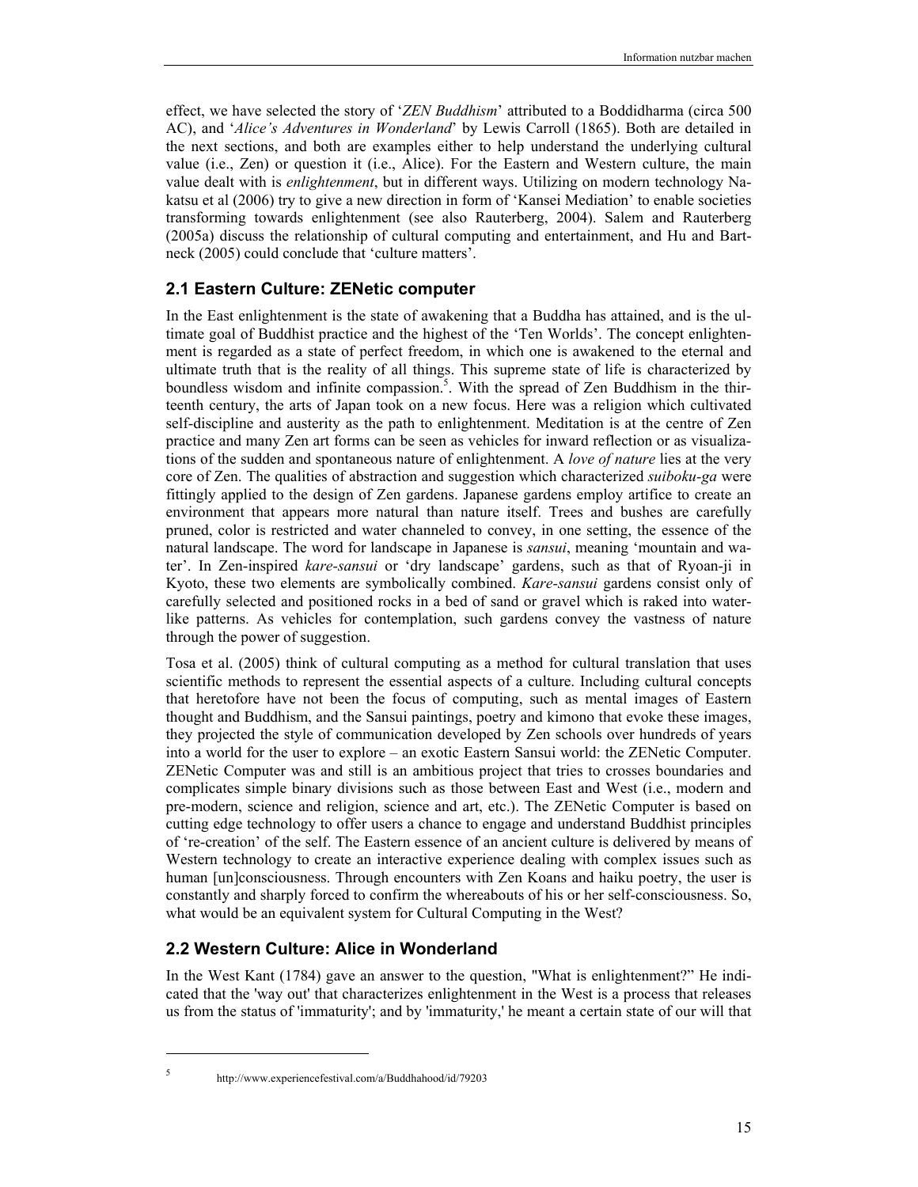effect, we have selected the story of '*ZEN Buddhism*' attributed to a Boddidharma (circa 500 AC), and '*Alice's Adventures in Wonderland*' by Lewis Carroll (1865). Both are detailed in the next sections, and both are examples either to help understand the underlying cultural value (i.e., Zen) or question it (i.e., Alice). For the Eastern and Western culture, the main value dealt with is *enlightenment*, but in different ways. Utilizing on modern technology Nakatsu et al (2006) try to give a new direction in form of 'Kansei Mediation' to enable societies transforming towards enlightenment (see also Rauterberg, 2004). Salem and Rauterberg (2005a) discuss the relationship of cultural computing and entertainment, and Hu and Bartneck (2005) could conclude that 'culture matters'.

## 2.1 Eastern Culture: ZENetic computer

In the East enlightenment is the state of awakening that a Buddha has attained, and is the ultimate goal of Buddhist practice and the highest of the 'Ten Worlds'. The concept enlightenment is regarded as a state of perfect freedom, in which one is awakened to the eternal and ultimate truth that is the reality of all things. This supreme state of life is characterized by boundless wisdom and infinite compassion.[5]. With the spread of Zen Buddhism in the thirteenth century, the arts of Japan took on a new focus. Here was a religion which cultivated self-discipline and austerity as the path to enlightenment. Meditation is at the centre of Zen practice and many Zen art forms can be seen as vehicles for inward reflection or as visualizations of the sudden and spontaneous nature of enlightenment. A *love of nature* lies at the very core of Zen. The qualities of abstraction and suggestion which characterized *suiboku-ga* were fittingly applied to the design of Zen gardens. Japanese gardens employ artifice to create an environment that appears more natural than nature itself. Trees and bushes are carefully pruned, color is restricted and water channeled to convey, in one setting, the essence of the natural landscape. The word for landscape in Japanese is *sansui*, meaning 'mountain and water'. In Zen-inspired *kare-sansui* or 'dry landscape' gardens, such as that of Ryoan-ji in Kyoto, these two elements are symbolically combined. *Kare-sansui* gardens consist only of carefully selected and positioned rocks in a bed of sand or gravel which is raked into water-like patterns. As vehicles for contemplation, such gardens convey the vastness of nature through the power of suggestion.

Tosa et al. (2005) think of cultural computing as a method for cultural translation that uses scientific methods to represent the essential aspects of a culture. Including cultural concepts that heretofore have not been the focus of computing, such as mental images of Eastern thought and Buddhism, and the Sansui paintings, poetry and kimono that evoke these images, they projected the style of communication developed by Zen schools over hundreds of years into a world for the user to explore – an exotic Eastern Sansui world: the ZENetic Computer. ZENetic Computer was and still is an ambitious project that tries to crosses boundaries and complicates simple binary divisions such as those between East and West (i.e., modern and pre-modern, science and religion, science and art, etc.). The ZENetic Computer is based on cutting edge technology to offer users a chance to engage and understand Buddhist principles of 're-creation' of the self. The Eastern essence of an ancient culture is delivered by means of Western technology to create an interactive experience dealing with complex issues such as human [un]consciousness. Through encounters with Zen Koans and haiku poetry, the user is constantly and sharply forced to confirm the whereabouts of his or her self-consciousness. So, what would be an equivalent system for Cultural Computing in the West?

## 2.2 Western Culture: Alice in Wonderland

In the West Kant (1784) gave an answer to the question, "What is enlightenment?" He indicated that the 'way out' that characterizes enlightenment in the West is a process that releases us from the status of 'immaturity'; and by 'immaturity,' he meant a certain state of our will that

---

[5] http://www.experiencefestival.com/a/Buddhahood/id/79203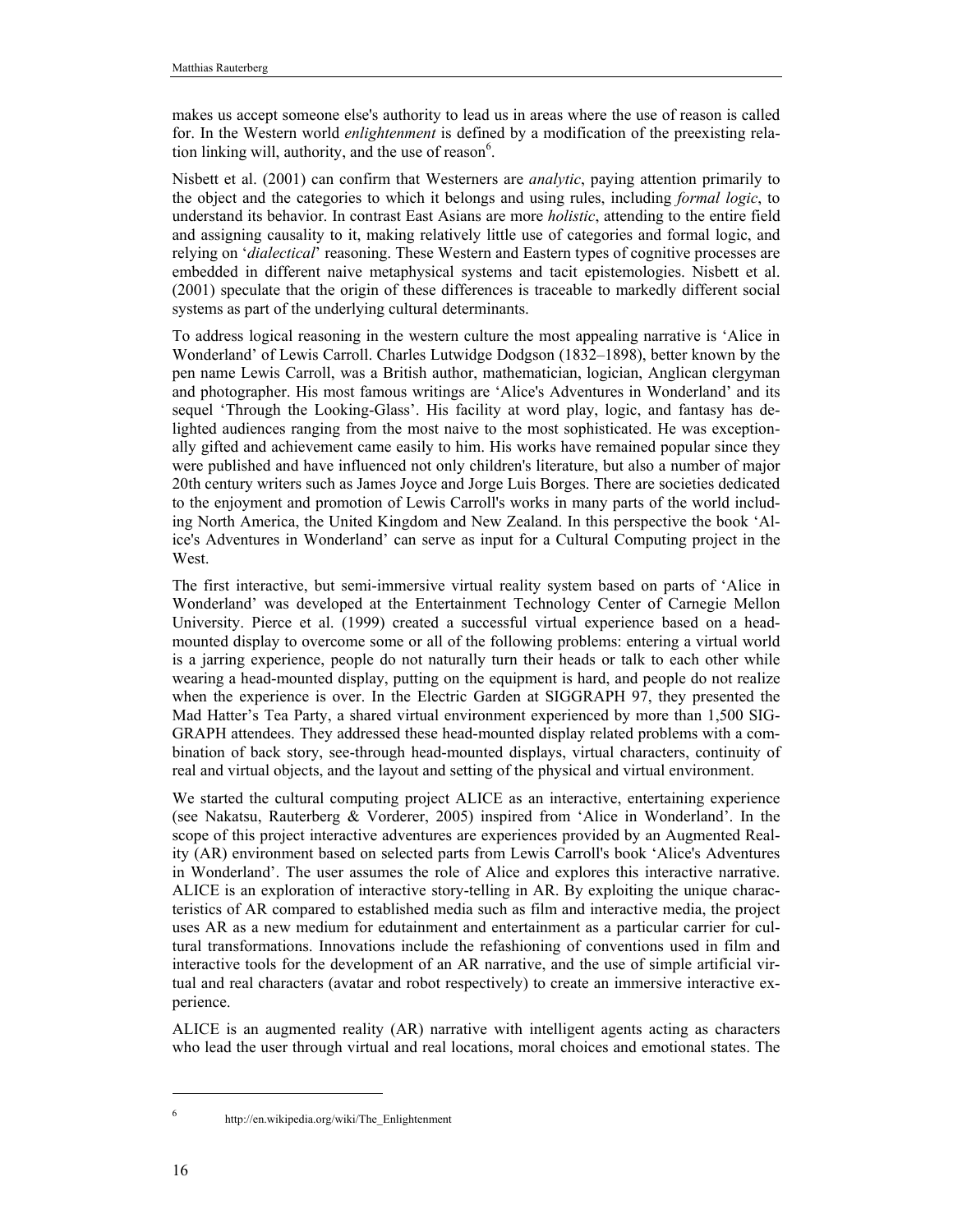makes us accept someone else's authority to lead us in areas where the use of reason is called for. In the Western world *enlightenment* is defined by a modification of the preexisting relation linking will, authority, and the use of reason[6].

Nisbett et al. (2001) can confirm that Westerners are *analytic*, paying attention primarily to the object and the categories to which it belongs and using rules, including *formal logic*, to understand its behavior. In contrast East Asians are more *holistic*, attending to the entire field and assigning causality to it, making relatively little use of categories and formal logic, and relying on '*dialectical*' reasoning. These Western and Eastern types of cognitive processes are embedded in different naive metaphysical systems and tacit epistemologies. Nisbett et al. (2001) speculate that the origin of these differences is traceable to markedly different social systems as part of the underlying cultural determinants.

To address logical reasoning in the western culture the most appealing narrative is 'Alice in Wonderland' of Lewis Carroll. Charles Lutwidge Dodgson (1832–1898), better known by the pen name Lewis Carroll, was a British author, mathematician, logician, Anglican clergyman and photographer. His most famous writings are 'Alice's Adventures in Wonderland' and its sequel 'Through the Looking-Glass'. His facility at word play, logic, and fantasy has delighted audiences ranging from the most naive to the most sophisticated. He was exceptionally gifted and achievement came easily to him. His works have remained popular since they were published and have influenced not only children's literature, but also a number of major 20th century writers such as James Joyce and Jorge Luis Borges. There are societies dedicated to the enjoyment and promotion of Lewis Carroll's works in many parts of the world including North America, the United Kingdom and New Zealand. In this perspective the book 'Alice's Adventures in Wonderland' can serve as input for a Cultural Computing project in the West.

The first interactive, but semi-immersive virtual reality system based on parts of 'Alice in Wonderland' was developed at the Entertainment Technology Center of Carnegie Mellon University. Pierce et al. (1999) created a successful virtual experience based on a head-mounted display to overcome some or all of the following problems: entering a virtual world is a jarring experience, people do not naturally turn their heads or talk to each other while wearing a head-mounted display, putting on the equipment is hard, and people do not realize when the experience is over. In the Electric Garden at SIGGRAPH 97, they presented the Mad Hatter's Tea Party, a shared virtual environment experienced by more than 1,500 SIGGRAPH attendees. They addressed these head-mounted display related problems with a combination of back story, see-through head-mounted displays, virtual characters, continuity of real and virtual objects, and the layout and setting of the physical and virtual environment.

We started the cultural computing project ALICE as an interactive, entertaining experience (see Nakatsu, Rauterberg & Vorderer, 2005) inspired from 'Alice in Wonderland'. In the scope of this project interactive adventures are experiences provided by an Augmented Reality (AR) environment based on selected parts from Lewis Carroll's book 'Alice's Adventures in Wonderland'. The user assumes the role of Alice and explores this interactive narrative. ALICE is an exploration of interactive story-telling in AR. By exploiting the unique characteristics of AR compared to established media such as film and interactive media, the project uses AR as a new medium for edutainment and entertainment as a particular carrier for cultural transformations. Innovations include the refashioning of conventions used in film and interactive tools for the development of an AR narrative, and the use of simple artificial virtual and real characters (avatar and robot respectively) to create an immersive interactive experience.

ALICE is an augmented reality (AR) narrative with intelligent agents acting as characters who lead the user through virtual and real locations, moral choices and emotional states. The

[6] http://en.wikipedia.org/wiki/The_Enlightenment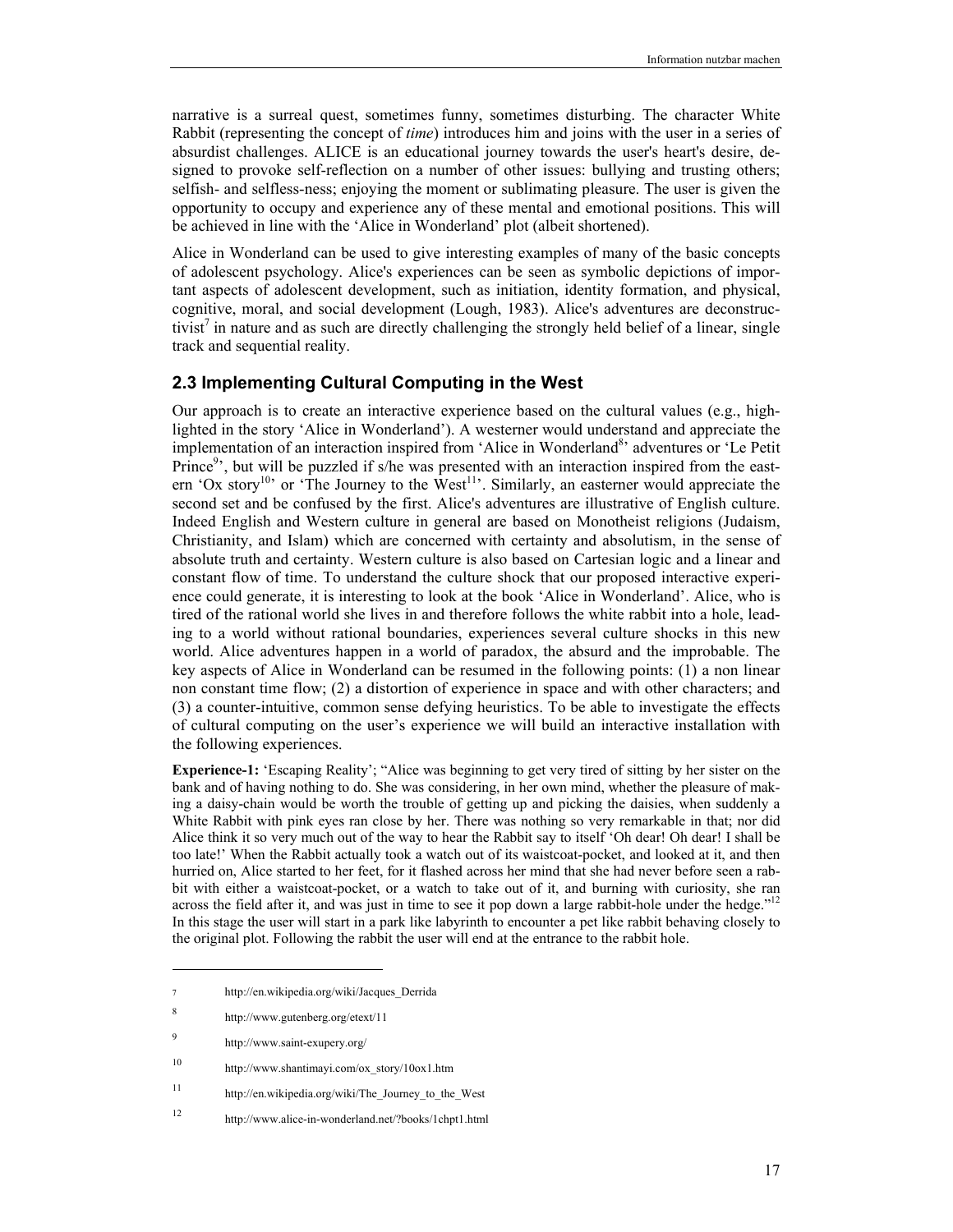narrative is a surreal quest, sometimes funny, sometimes disturbing. The character White Rabbit (representing the concept of *time*) introduces him and joins with the user in a series of absurdist challenges. ALICE is an educational journey towards the user's heart's desire, designed to provoke self-reflection on a number of other issues: bullying and trusting others; selfish- and selfless-ness; enjoying the moment or sublimating pleasure. The user is given the opportunity to occupy and experience any of these mental and emotional positions. This will be achieved in line with the 'Alice in Wonderland' plot (albeit shortened).

Alice in Wonderland can be used to give interesting examples of many of the basic concepts of adolescent psychology. Alice's experiences can be seen as symbolic depictions of important aspects of adolescent development, such as initiation, identity formation, and physical, cognitive, moral, and social development (Lough, 1983). Alice's adventures are deconstructivist[7] in nature and as such are directly challenging the strongly held belief of a linear, single track and sequential reality.

## 2.3 Implementing Cultural Computing in the West

Our approach is to create an interactive experience based on the cultural values (e.g., highlighted in the story 'Alice in Wonderland'). A westerner would understand and appreciate the implementation of an interaction inspired from 'Alice in Wonderland[8]' adventures or 'Le Petit Prince[9]', but will be puzzled if s/he was presented with an interaction inspired from the eastern 'Ox story[10]' or 'The Journey to the West[11]'. Similarly, an easterner would appreciate the second set and be confused by the first. Alice's adventures are illustrative of English culture. Indeed English and Western culture in general are based on Monotheist religions (Judaism, Christianity, and Islam) which are concerned with certainty and absolutism, in the sense of absolute truth and certainty. Western culture is also based on Cartesian logic and a linear and constant flow of time. To understand the culture shock that our proposed interactive experience could generate, it is interesting to look at the book 'Alice in Wonderland'. Alice, who is tired of the rational world she lives in and therefore follows the white rabbit into a hole, leading to a world without rational boundaries, experiences several culture shocks in this new world. Alice adventures happen in a world of paradox, the absurd and the improbable. The key aspects of Alice in Wonderland can be resumed in the following points: (1) a non linear non constant time flow; (2) a distortion of experience in space and with other characters; and (3) a counter-intuitive, common sense defying heuristics. To be able to investigate the effects of cultural computing on the user's experience we will build an interactive installation with the following experiences.

**Experience-1:** 'Escaping Reality'; "Alice was beginning to get very tired of sitting by her sister on the bank and of having nothing to do. She was considering, in her own mind, whether the pleasure of making a daisy-chain would be worth the trouble of getting up and picking the daisies, when suddenly a White Rabbit with pink eyes ran close by her. There was nothing so very remarkable in that; nor did Alice think it so very much out of the way to hear the Rabbit say to itself 'Oh dear! Oh dear! I shall be too late!' When the Rabbit actually took a watch out of its waistcoat-pocket, and looked at it, and then hurried on, Alice started to her feet, for it flashed across her mind that she had never before seen a rabbit with either a waistcoat-pocket, or a watch to take out of it, and burning with curiosity, she ran across the field after it, and was just in time to see it pop down a large rabbit-hole under the hedge."[12] In this stage the user will start in a park like labyrinth to encounter a pet like rabbit behaving closely to the original plot. Following the rabbit the user will end at the entrance to the rabbit hole.

---

7 http://en.wikipedia.org/wiki/Jacques_Derrida

8 http://www.gutenberg.org/etext/11

9 http://www.saint-exupery.org/

10 http://www.shantimayi.com/ox_story/10ox1.htm

11 http://en.wikipedia.org/wiki/The_Journey_to_the_West

12 http://www.alice-in-wonderland.net/?books/1chpt1.html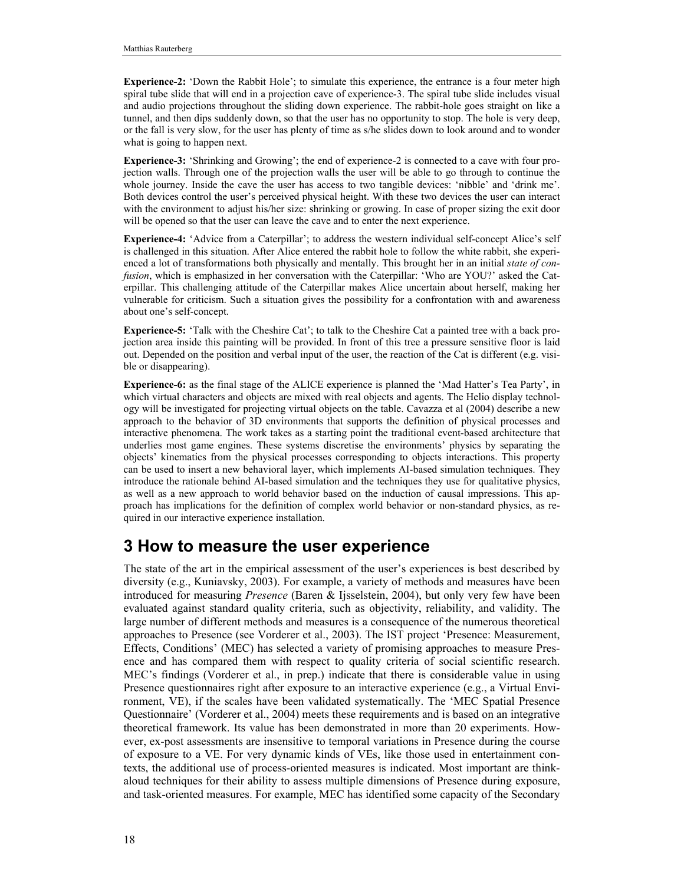**Experience-2:** 'Down the Rabbit Hole'; to simulate this experience, the entrance is a four meter high spiral tube slide that will end in a projection cave of experience-3. The spiral tube slide includes visual and audio projections throughout the sliding down experience. The rabbit-hole goes straight on like a tunnel, and then dips suddenly down, so that the user has no opportunity to stop. The hole is very deep, or the fall is very slow, for the user has plenty of time as s/he slides down to look around and to wonder what is going to happen next.

**Experience-3:** 'Shrinking and Growing'; the end of experience-2 is connected to a cave with four projection walls. Through one of the projection walls the user will be able to go through to continue the whole journey. Inside the cave the user has access to two tangible devices: 'nibble' and 'drink me'. Both devices control the user's perceived physical height. With these two devices the user can interact with the environment to adjust his/her size: shrinking or growing. In case of proper sizing the exit door will be opened so that the user can leave the cave and to enter the next experience.

**Experience-4:** 'Advice from a Caterpillar'; to address the western individual self-concept Alice's self is challenged in this situation. After Alice entered the rabbit hole to follow the white rabbit, she experienced a lot of transformations both physically and mentally. This brought her in an initial *state of confusion*, which is emphasized in her conversation with the Caterpillar: 'Who are YOU?' asked the Caterpillar. This challenging attitude of the Caterpillar makes Alice uncertain about herself, making her vulnerable for criticism. Such a situation gives the possibility for a confrontation with and awareness about one's self-concept.

**Experience-5:** 'Talk with the Cheshire Cat'; to talk to the Cheshire Cat a painted tree with a back projection area inside this painting will be provided. In front of this tree a pressure sensitive floor is laid out. Depended on the position and verbal input of the user, the reaction of the Cat is different (e.g. visible or disappearing).

**Experience-6:** as the final stage of the ALICE experience is planned the 'Mad Hatter's Tea Party', in which virtual characters and objects are mixed with real objects and agents. The Helio display technology will be investigated for projecting virtual objects on the table. Cavazza et al (2004) describe a new approach to the behavior of 3D environments that supports the definition of physical processes and interactive phenomena. The work takes as a starting point the traditional event-based architecture that underlies most game engines. These systems discretise the environments' physics by separating the objects' kinematics from the physical processes corresponding to objects interactions. This property can be used to insert a new behavioral layer, which implements AI-based simulation techniques. They introduce the rationale behind AI-based simulation and the techniques they use for qualitative physics, as well as a new approach to world behavior based on the induction of causal impressions. This approach has implications for the definition of complex world behavior or non-standard physics, as required in our interactive experience installation.

# 3 How to measure the user experience

The state of the art in the empirical assessment of the user's experiences is best described by diversity (e.g., Kuniavsky, 2003). For example, a variety of methods and measures have been introduced for measuring *Presence* (Baren & Ijsselstein, 2004), but only very few have been evaluated against standard quality criteria, such as objectivity, reliability, and validity. The large number of different methods and measures is a consequence of the numerous theoretical approaches to Presence (see Vorderer et al., 2003). The IST project 'Presence: Measurement, Effects, Conditions' (MEC) has selected a variety of promising approaches to measure Presence and has compared them with respect to quality criteria of social scientific research. MEC's findings (Vorderer et al., in prep.) indicate that there is considerable value in using Presence questionnaires right after exposure to an interactive experience (e.g., a Virtual Environment, VE), if the scales have been validated systematically. The 'MEC Spatial Presence Questionnaire' (Vorderer et al., 2004) meets these requirements and is based on an integrative theoretical framework. Its value has been demonstrated in more than 20 experiments. However, ex-post assessments are insensitive to temporal variations in Presence during the course of exposure to a VE. For very dynamic kinds of VEs, like those used in entertainment contexts, the additional use of process-oriented measures is indicated. Most important are think-aloud techniques for their ability to assess multiple dimensions of Presence during exposure, and task-oriented measures. For example, MEC has identified some capacity of the Secondary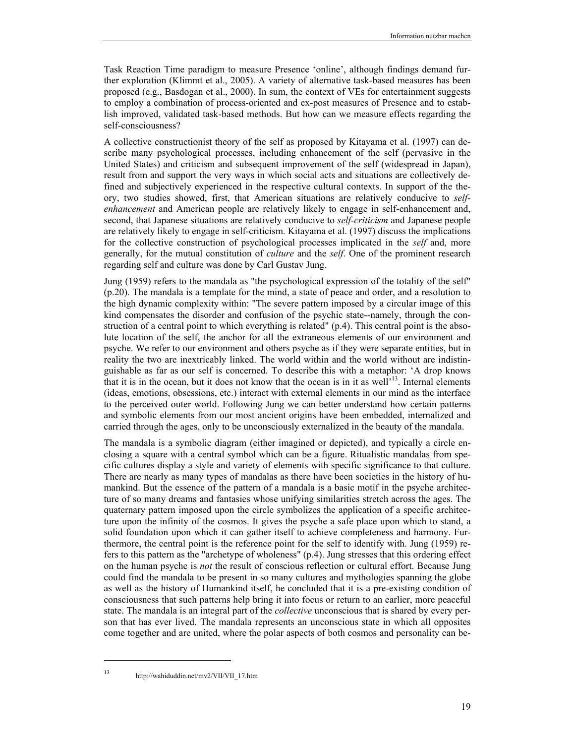Task Reaction Time paradigm to measure Presence 'online', although findings demand further exploration (Klimmt et al., 2005). A variety of alternative task-based measures has been proposed (e.g., Basdogan et al., 2000). In sum, the context of VEs for entertainment suggests to employ a combination of process-oriented and ex-post measures of Presence and to establish improved, validated task-based methods. But how can we measure effects regarding the self-consciousness?

A collective constructionist theory of the self as proposed by Kitayama et al. (1997) can describe many psychological processes, including enhancement of the self (pervasive in the United States) and criticism and subsequent improvement of the self (widespread in Japan), result from and support the very ways in which social acts and situations are collectively defined and subjectively experienced in the respective cultural contexts. In support of the theory, two studies showed, first, that American situations are relatively conducive to *self-enhancement* and American people are relatively likely to engage in self-enhancement and, second, that Japanese situations are relatively conducive to *self-criticism* and Japanese people are relatively likely to engage in self-criticism. Kitayama et al. (1997) discuss the implications for the collective construction of psychological processes implicated in the *self* and, more generally, for the mutual constitution of *culture* and the *self*. One of the prominent research regarding self and culture was done by Carl Gustav Jung.

Jung (1959) refers to the mandala as "the psychological expression of the totality of the self" (p.20). The mandala is a template for the mind, a state of peace and order, and a resolution to the high dynamic complexity within: "The severe pattern imposed by a circular image of this kind compensates the disorder and confusion of the psychic state--namely, through the construction of a central point to which everything is related" (p.4). This central point is the absolute location of the self, the anchor for all the extraneous elements of our environment and psyche. We refer to our environment and others psyche as if they were separate entities, but in reality the two are inextricably linked. The world within and the world without are indistinguishable as far as our self is concerned. To describe this with a metaphor: 'A drop knows that it is in the ocean, but it does not know that the ocean is in it as well'[13]. Internal elements (ideas, emotions, obsessions, etc.) interact with external elements in our mind as the interface to the perceived outer world. Following Jung we can better understand how certain patterns and symbolic elements from our most ancient origins have been embedded, internalized and carried through the ages, only to be unconsciously externalized in the beauty of the mandala.

The mandala is a symbolic diagram (either imagined or depicted), and typically a circle enclosing a square with a central symbol which can be a figure. Ritualistic mandalas from specific cultures display a style and variety of elements with specific significance to that culture. There are nearly as many types of mandalas as there have been societies in the history of humankind. But the essence of the pattern of a mandala is a basic motif in the psyche architecture of so many dreams and fantasies whose unifying similarities stretch across the ages. The quaternary pattern imposed upon the circle symbolizes the application of a specific architecture upon the infinity of the cosmos. It gives the psyche a safe place upon which to stand, a solid foundation upon which it can gather itself to achieve completeness and harmony. Furthermore, the central point is the reference point for the self to identify with. Jung (1959) refers to this pattern as the "archetype of wholeness" (p.4). Jung stresses that this ordering effect on the human psyche is *not* the result of conscious reflection or cultural effort. Because Jung could find the mandala to be present in so many cultures and mythologies spanning the globe as well as the history of Humankind itself, he concluded that it is a pre-existing condition of consciousness that such patterns help bring it into focus or return to an earlier, more peaceful state. The mandala is an integral part of the *collective* unconscious that is shared by every person that has ever lived. The mandala represents an unconscious state in which all opposites come together and are united, where the polar aspects of both cosmos and personality can be-

[13] http://wahiduddin.net/mv2/VII/VII_17.htm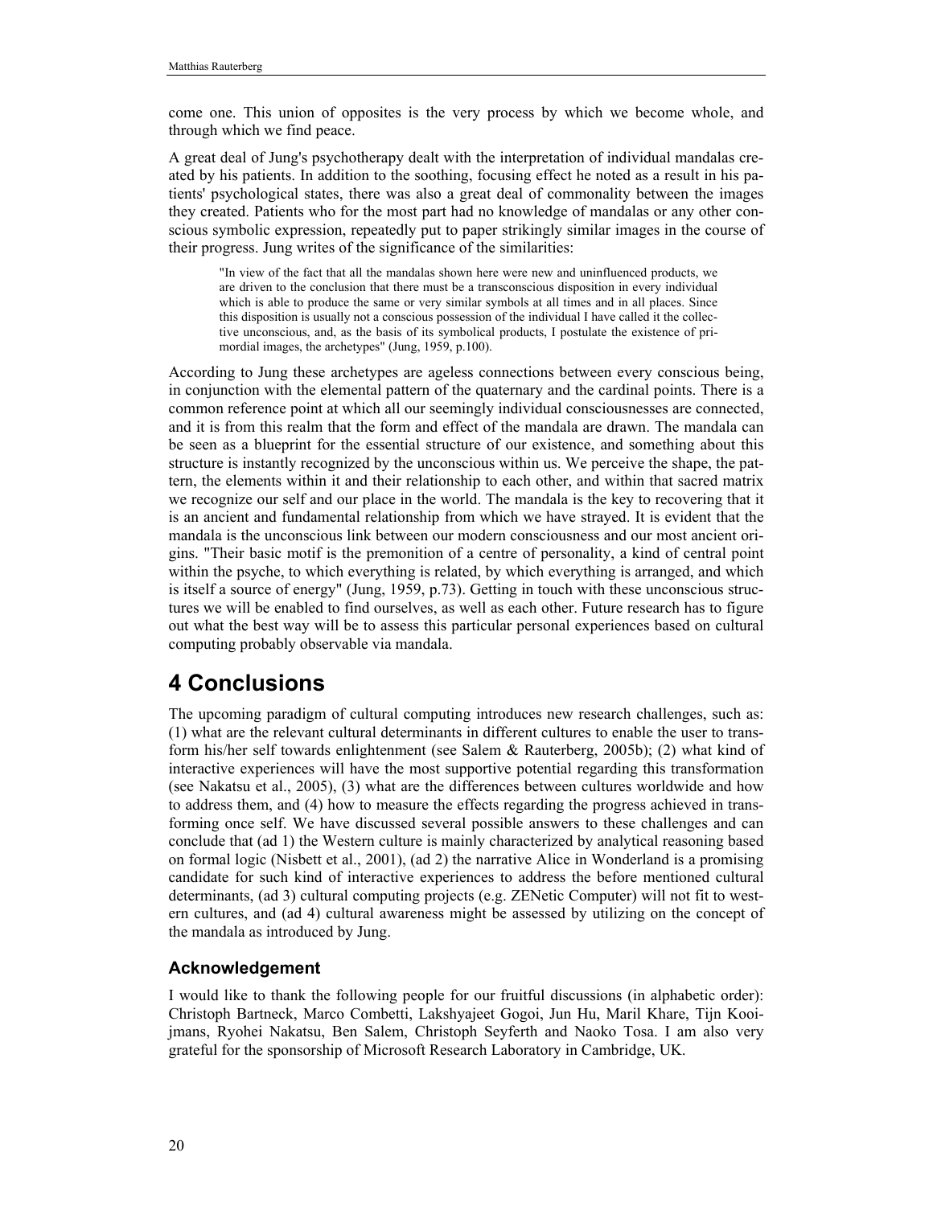come one. This union of opposites is the very process by which we become whole, and through which we find peace.

A great deal of Jung's psychotherapy dealt with the interpretation of individual mandalas created by his patients. In addition to the soothing, focusing effect he noted as a result in his patients' psychological states, there was also a great deal of commonality between the images they created. Patients who for the most part had no knowledge of mandalas or any other conscious symbolic expression, repeatedly put to paper strikingly similar images in the course of their progress. Jung writes of the significance of the similarities:

> "In view of the fact that all the mandalas shown here were new and uninfluenced products, we are driven to the conclusion that there must be a transconscious disposition in every individual which is able to produce the same or very similar symbols at all times and in all places. Since this disposition is usually not a conscious possession of the individual I have called it the collective unconscious, and, as the basis of its symbolical products, I postulate the existence of primordial images, the archetypes" (Jung, 1959, p.100).

According to Jung these archetypes are ageless connections between every conscious being, in conjunction with the elemental pattern of the quaternary and the cardinal points. There is a common reference point at which all our seemingly individual consciousnesses are connected, and it is from this realm that the form and effect of the mandala are drawn. The mandala can be seen as a blueprint for the essential structure of our existence, and something about this structure is instantly recognized by the unconscious within us. We perceive the shape, the pattern, the elements within it and their relationship to each other, and within that sacred matrix we recognize our self and our place in the world. The mandala is the key to recovering that it is an ancient and fundamental relationship from which we have strayed. It is evident that the mandala is the unconscious link between our modern consciousness and our most ancient origins. "Their basic motif is the premonition of a centre of personality, a kind of central point within the psyche, to which everything is related, by which everything is arranged, and which is itself a source of energy" (Jung, 1959, p.73). Getting in touch with these unconscious structures we will be enabled to find ourselves, as well as each other. Future research has to figure out what the best way will be to assess this particular personal experiences based on cultural computing probably observable via mandala.

# 4 Conclusions

The upcoming paradigm of cultural computing introduces new research challenges, such as: (1) what are the relevant cultural determinants in different cultures to enable the user to transform his/her self towards enlightenment (see Salem & Rauterberg, 2005b); (2) what kind of interactive experiences will have the most supportive potential regarding this transformation (see Nakatsu et al., 2005), (3) what are the differences between cultures worldwide and how to address them, and (4) how to measure the effects regarding the progress achieved in transforming once self. We have discussed several possible answers to these challenges and can conclude that (ad 1) the Western culture is mainly characterized by analytical reasoning based on formal logic (Nisbett et al., 2001), (ad 2) the narrative Alice in Wonderland is a promising candidate for such kind of interactive experiences to address the before mentioned cultural determinants, (ad 3) cultural computing projects (e.g. ZENetic Computer) will not fit to western cultures, and (ad 4) cultural awareness might be assessed by utilizing on the concept of the mandala as introduced by Jung.

## Acknowledgement

I would like to thank the following people for our fruitful discussions (in alphabetic order): Christoph Bartneck, Marco Combetti, Lakshyajeet Gogoi, Jun Hu, Maril Khare, Tijn Kooijmans, Ryohei Nakatsu, Ben Salem, Christoph Seyferth and Naoko Tosa. I am also very grateful for the sponsorship of Microsoft Research Laboratory in Cambridge, UK.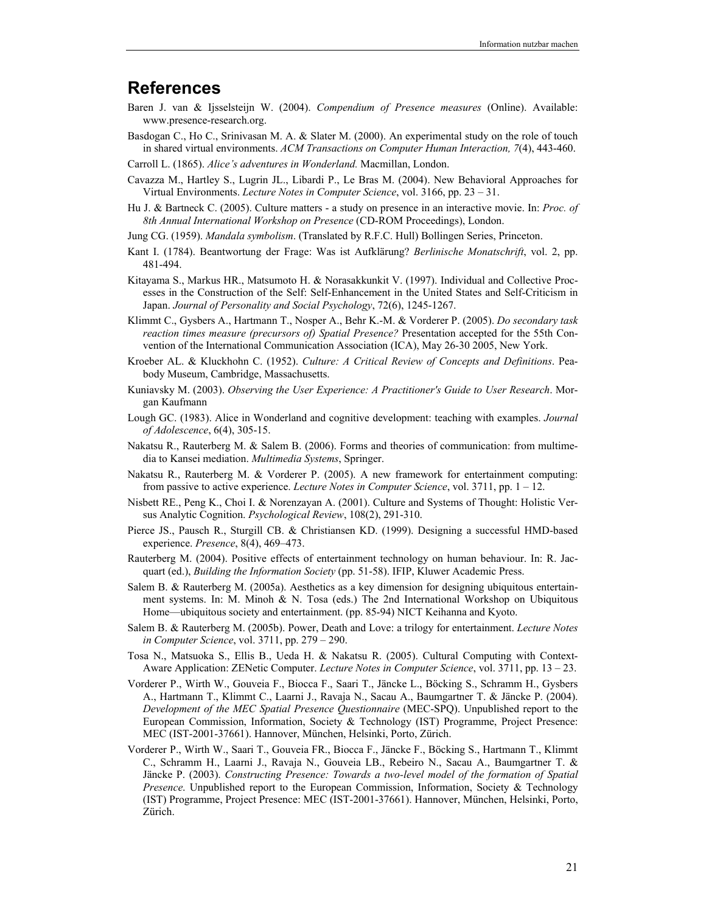## References

Baren J. van & Ijsselsteijn W. (2004). *Compendium of Presence measures* (Online). Available: www.presence-research.org.

Basdogan C., Ho C., Srinivasan M. A. & Slater M. (2000). An experimental study on the role of touch in shared virtual environments. *ACM Transactions on Computer Human Interaction, 7*(4), 443-460.

Carroll L. (1865). *Alice's adventures in Wonderland.* Macmillan, London.

Cavazza M., Hartley S., Lugrin JL., Libardi P., Le Bras M. (2004). New Behavioral Approaches for Virtual Environments. *Lecture Notes in Computer Science*, vol. 3166, pp. 23 – 31.

Hu J. & Bartneck C. (2005). Culture matters - a study on presence in an interactive movie. In: *Proc. of 8th Annual International Workshop on Presence* (CD-ROM Proceedings), London.

Jung CG. (1959). *Mandala symbolism*. (Translated by R.F.C. Hull) Bollingen Series, Princeton.

Kant I. (1784). Beantwortung der Frage: Was ist Aufklärung? *Berlinische Monatschrift*, vol. 2, pp. 481-494.

Kitayama S., Markus HR., Matsumoto H. & Norasakkunkit V. (1997). Individual and Collective Processes in the Construction of the Self: Self-Enhancement in the United States and Self-Criticism in Japan. *Journal of Personality and Social Psychology*, 72(6), 1245-1267.

Klimmt C., Gysbers A., Hartmann T., Nosper A., Behr K.-M. & Vorderer P. (2005). *Do secondary task reaction times measure (precursors of) Spatial Presence?* Presentation accepted for the 55th Convention of the International Communication Association (ICA), May 26-30 2005, New York.

Kroeber AL. & Kluckhohn C. (1952). *Culture: A Critical Review of Concepts and Definitions*. Peabody Museum, Cambridge, Massachusetts.

Kuniavsky M. (2003). *Observing the User Experience: A Practitioner's Guide to User Research*. Morgan Kaufmann

Lough GC. (1983). Alice in Wonderland and cognitive development: teaching with examples. *Journal of Adolescence*, 6(4), 305-15.

Nakatsu R., Rauterberg M. & Salem B. (2006). Forms and theories of communication: from multimedia to Kansei mediation. *Multimedia Systems*, Springer.

Nakatsu R., Rauterberg M. & Vorderer P. (2005). A new framework for entertainment computing: from passive to active experience. *Lecture Notes in Computer Science*, vol. 3711, pp. 1 – 12.

Nisbett RE., Peng K., Choi I. & Norenzayan A. (2001). Culture and Systems of Thought: Holistic Versus Analytic Cognition. *Psychological Review*, 108(2), 291-310.

Pierce JS., Pausch R., Sturgill CB. & Christiansen KD. (1999). Designing a successful HMD-based experience. *Presence*, 8(4), 469–473.

Rauterberg M. (2004). Positive effects of entertainment technology on human behaviour. In: R. Jacquart (ed.), *Building the Information Society* (pp. 51-58). IFIP, Kluwer Academic Press.

Salem B. & Rauterberg M. (2005a). Aesthetics as a key dimension for designing ubiquitous entertainment systems. In: M. Minoh & N. Tosa (eds.) The 2nd International Workshop on Ubiquitous Home—ubiquitous society and entertainment. (pp. 85-94) NICT Keihanna and Kyoto.

Salem B. & Rauterberg M. (2005b). Power, Death and Love: a trilogy for entertainment. *Lecture Notes in Computer Science*, vol. 3711, pp. 279 – 290.

Tosa N., Matsuoka S., Ellis B., Ueda H. & Nakatsu R. (2005). Cultural Computing with Context-Aware Application: ZENetic Computer. *Lecture Notes in Computer Science*, vol. 3711, pp. 13 – 23.

Vorderer P., Wirth W., Gouveia F., Biocca F., Saari T., Jäncke L., Böcking S., Schramm H., Gysbers A., Hartmann T., Klimmt C., Laarni J., Ravaja N., Sacau A., Baumgartner T. & Jäncke P. (2004). *Development of the MEC Spatial Presence Questionnaire* (MEC-SPQ). Unpublished report to the European Commission, Information, Society & Technology (IST) Programme, Project Presence: MEC (IST-2001-37661). Hannover, München, Helsinki, Porto, Zürich.

Vorderer P., Wirth W., Saari T., Gouveia FR., Biocca F., Jäncke F., Böcking S., Hartmann T., Klimmt C., Schramm H., Laarni J., Ravaja N., Gouveia LB., Rebeiro N., Sacau A., Baumgartner T. & Jäncke P. (2003). *Constructing Presence: Towards a two-level model of the formation of Spatial Presence*. Unpublished report to the European Commission, Information, Society & Technology (IST) Programme, Project Presence: MEC (IST-2001-37661). Hannover, München, Helsinki, Porto, Zürich.